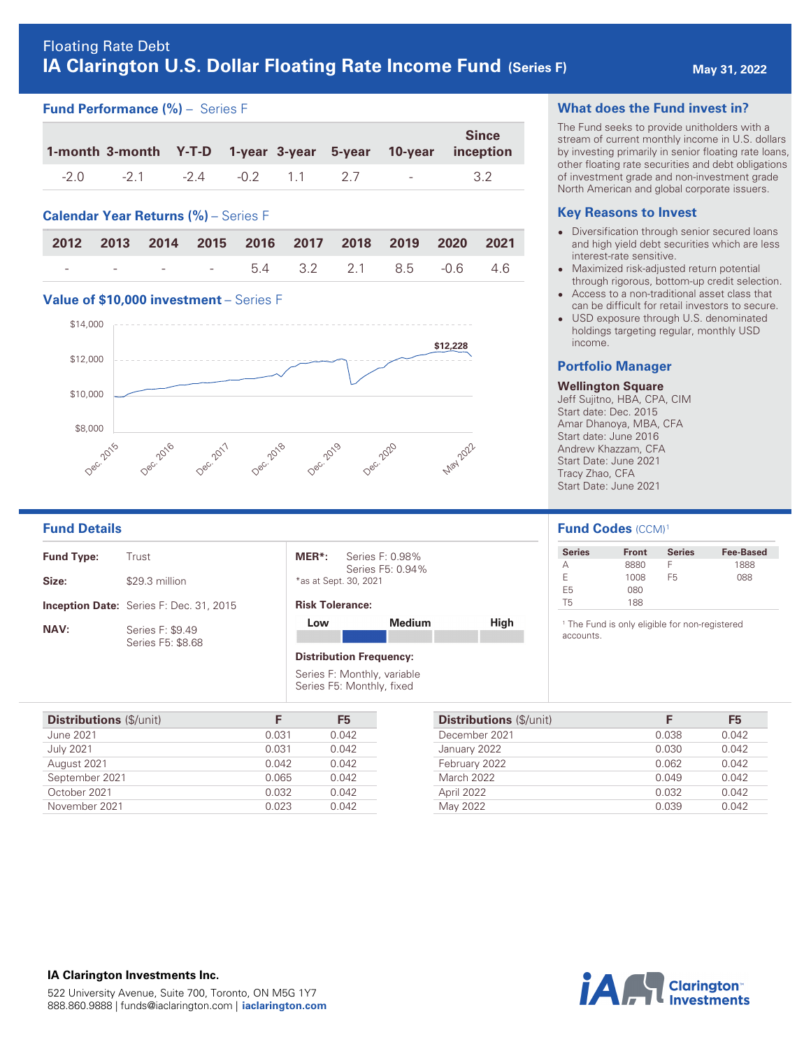Floating Rate Debt

# IA Clarington U.S. Dollar Floating Rate Income Fund (Series F)

May 31, 2022

## Fund Performance (%) – Series F

| 1-month | 3-month | Y-T-D | 1-year | 3-year | 5-year | 10-year | Since inception |
|---|---|---|---|---|---|---|---|
| -2.0 | -2.1 | -2.4 | -0.2 | 1.1 | 2.7 | - | 3.2 |

## Calendar Year Returns (%) – Series F

| 2012 | 2013 | 2014 | 2015 | 2016 | 2017 | 2018 | 2019 | 2020 | 2021 |
|---|---|---|---|---|---|---|---|---|---|
| - | - | - | - | 5.4 | 3.2 | 2.1 | 8.5 | -0.6 | 4.6 |

## Value of $10,000 investment – Series F

$14,000
$12,000
$10,000
$8,000

$12,228

Dec. 2015, Dec. 2016, Dec. 2017, Dec. 2018, Dec. 2019, Dec. 2020, May 2022

## What does the Fund invest in?

The Fund seeks to provide unitholders with a stream of current monthly income in U.S. dollars by investing primarily in senior floating rate loans, other floating rate securities and debt obligations of investment grade and non-investment grade North American and global corporate issuers.

## Key Reasons to Invest

- Diversification through senior secured loans and high yield debt securities which are less interest-rate sensitive.
- Maximized risk-adjusted return potential through rigorous, bottom-up credit selection.
- Access to a non-traditional asset class that can be difficult for retail investors to secure.
- USD exposure through U.S. denominated holdings targeting regular, monthly USD income.

## Portfolio Manager

**Wellington Square**

Jeff Sujitno, HBA, CPA, CIM
Start date: Dec. 2015
Amar Dhanoya, MBA, CFA
Start date: June 2016
Andrew Khazzam, CFA
Start Date: June 2021
Tracy Zhao, CFA
Start Date: June 2021

## Fund Details

**Fund Type:** Trust

**Size:** $29.3 million

**Inception Date:** Series F: Dec. 31, 2015

**NAV:** Series F: $9.49
Series F5: $8.68

**MER*:** Series F: 0.98%
Series F5: 0.94%
*as at Sept. 30, 2021

**Risk Tolerance:** Low – Medium – High (Low to Medium)

**Distribution Frequency:**
Series F: Monthly, variable
Series F5: Monthly, fixed

## Fund Codes (CCM)[1]

| Series | Front | Series | Fee-Based |
|---|---|---|---|
| A | 8880 | F | 1888 |
| E | 1008 | F5 | 088 |
| E5 | 080 | | |
| T5 | 188 | | |

[1] The Fund is only eligible for non-registered accounts.

| Distributions ($/unit) | F | F5 |
|---|---|---|
| June 2021 | 0.031 | 0.042 |
| July 2021 | 0.031 | 0.042 |
| August 2021 | 0.042 | 0.042 |
| September 2021 | 0.065 | 0.042 |
| October 2021 | 0.032 | 0.042 |
| November 2021 | 0.023 | 0.042 |
| December 2021 | 0.038 | 0.042 |
| January 2022 | 0.030 | 0.042 |
| February 2022 | 0.062 | 0.042 |
| March 2022 | 0.049 | 0.042 |
| April 2022 | 0.032 | 0.042 |
| May 2022 | 0.039 | 0.042 |

**IA Clarington Investments Inc.**

522 University Avenue, Suite 700, Toronto, ON M5G 1Y7
888.860.9888 | funds@iaclarington.com | **iaclarington.com**

iA Clarington Investments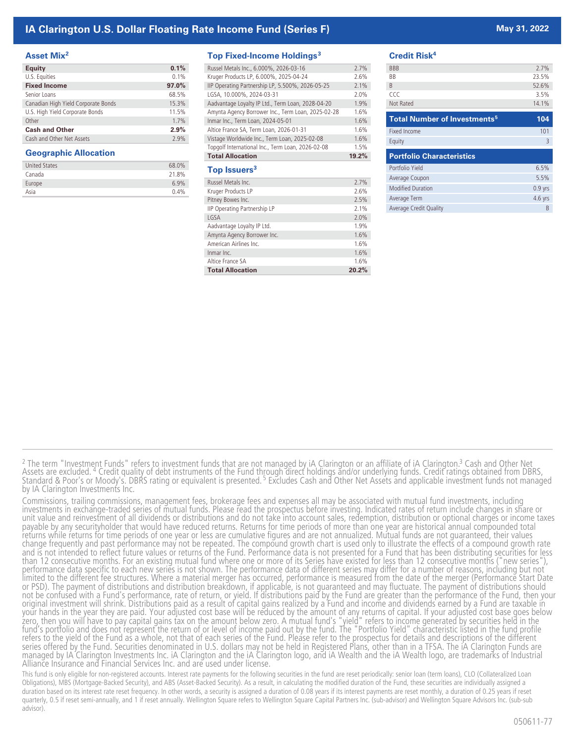# IA Clarington U.S. Dollar Floating Rate Income Fund (Series F)

May 31, 2022

## Asset Mix[2]

| | |
|---|---|
| **Equity** | **0.1%** |
| U.S. Equities | 0.1% |
| **Fixed Income** | **97.0%** |
| Senior Loans | 68.5% |
| Canadian High Yield Corporate Bonds | 15.3% |
| U.S. High Yield Corporate Bonds | 11.5% |
| Other | 1.7% |
| **Cash and Other** | **2.9%** |
| Cash and Other Net Assets | 2.9% |

## Geographic Allocation

| | |
|---|---|
| United States | 68.0% |
| Canada | 21.8% |
| Europe | 6.9% |
| Asia | 0.4% |

## Top Fixed-Income Holdings[3]

| | |
|---|---|
| Russel Metals Inc., 6.000%, 2026-03-16 | 2.7% |
| Kruger Products LP, 6.000%, 2025-04-24 | 2.6% |
| IIP Operating Partnership LP, 5.500%, 2026-05-25 | 2.1% |
| LGSA, 10.000%, 2024-03-31 | 2.0% |
| Aadvantage Loyalty IP Ltd., Term Loan, 2028-04-20 | 1.9% |
| Amynta Agency Borrower Inc., Term Loan, 2025-02-28 | 1.6% |
| Inmar Inc., Term Loan, 2024-05-01 | 1.6% |
| Altice France SA, Term Loan, 2026-01-31 | 1.6% |
| Vistage Worldwide Inc., Term Loan, 2025-02-08 | 1.6% |
| Topgolf International Inc., Term Loan, 2026-02-08 | 1.5% |
| **Total Allocation** | **19.2%** |

## Top Issuers[3]

| | |
|---|---|
| Russel Metals Inc. | 2.7% |
| Kruger Products LP | 2.6% |
| Pitney Bowes Inc. | 2.5% |
| IIP Operating Partnership LP | 2.1% |
| LGSA | 2.0% |
| Aadvantage Loyalty IP Ltd. | 1.9% |
| Amynta Agency Borrower Inc. | 1.6% |
| American Airlines Inc. | 1.6% |
| Inmar Inc. | 1.6% |
| Altice France SA | 1.6% |
| **Total Allocation** | **20.2%** |

## Credit Risk[4]

| | |
|---|---|
| BBB | 2.7% |
| BB | 23.5% |
| B | 52.6% |
| CCC | 3.5% |
| Not Rated | 14.1% |

## Total Number of Investments[5]

| | |
|---|---|
| **Total Number of Investments[5]** | **104** |
| Fixed Income | 101 |
| Equity | 3 |

## Portfolio Characteristics

| | |
|---|---|
| Portfolio Yield | 6.5% |
| Average Coupon | 5.5% |
| Modified Duration | 0.9 yrs |
| Average Term | 4.6 yrs |
| Average Credit Quality | B |

[2] The term "Investment Funds" refers to investment funds that are not managed by iA Clarington or an affiliate of iA Clarington.[3] Cash and Other Net Assets are excluded. [4] Credit quality of debt instruments of the Fund through direct holdings and/or underlying funds. Credit ratings obtained from DBRS, Standard & Poor's or Moody's. DBRS rating or equivalent is presented. [5] Excludes Cash and Other Net Assets and applicable investment funds not managed by IA Clarington Investments Inc.

Commissions, trailing commissions, management fees, brokerage fees and expenses all may be associated with mutual fund investments, including investments in exchange-traded series of mutual funds. Please read the prospectus before investing. Indicated rates of return include changes in share or unit value and reinvestment of all dividends or distributions and do not take into account sales, redemption, distribution or optional charges or income taxes payable by any securityholder that would have reduced returns. Returns for time periods of more than one year are historical annual compounded total returns while returns for time periods of one year or less are cumulative figures and are not annualized. Mutual funds are not guaranteed, their values change frequently and past performance may not be repeated. The compound growth chart is used only to illustrate the effects of a compound growth rate and is not intended to reflect future values or returns of the Fund. Performance data is not presented for a Fund that has been distributing securities for less than 12 consecutive months. For an existing mutual fund where one or more of its Series have existed for less than 12 consecutive months ("new series"), performance data specific to each new series is not shown. The performance data of different series may differ for a number of reasons, including but not limited to the different fee structures. Where a material merger has occurred, performance is measured from the date of the merger (Performance Start Date or PSD). The payment of distributions and distribution breakdown, if applicable, is not guaranteed and may fluctuate. The payment of distributions should not be confused with a Fund's performance, rate of return, or yield. If distributions paid by the Fund are greater than the performance of the Fund, then your original investment will shrink. Distributions paid as a result of capital gains realized by a Fund and income and dividends earned by a Fund are taxable in your hands in the year they are paid. Your adjusted cost base will be reduced by the amount of any returns of capital. If your adjusted cost base goes below zero, then you will have to pay capital gains tax on the amount below zero. A mutual fund's "yield" refers to income generated by securities held in the fund's portfolio and does not represent the return of or level of income paid out by the fund. The "Portfolio Yield" characteristic listed in the fund profile refers to the yield of the Fund as a whole, not that of each series of the Fund. Please refer to the prospectus for details and descriptions of the different series offered by the Fund. Securities denominated in U.S. dollars may not be held in Registered Plans, other than in a TFSA. The iA Clarington Funds are managed by IA Clarington Investments Inc. iA Clarington and the iA Clarington logo, and iA Wealth and the iA Wealth logo, are trademarks of Industrial Alliance Insurance and Financial Services Inc. and are used under license.

This fund is only eligible for non-registered accounts. Interest rate payments for the following securities in the fund are reset periodically: senior loan (term loans), CLO (Collateralized Loan Obligations), MBS (Mortgage-Backed Security), and ABS (Asset-Backed Security). As a result, in calculating the modified duration of the Fund, these securities are individually assigned a duration based on its interest rate reset frequency. In other words, a security is assigned a duration of 0.08 years if its interest payments are reset monthly, a duration of 0.25 years if reset quarterly, 0.5 if reset semi-annually, and 1 if reset annually. Wellington Square refers to Wellington Square Capital Partners Inc. (sub-advisor) and Wellington Square Advisors Inc. (sub-sub advisor).

050611-77